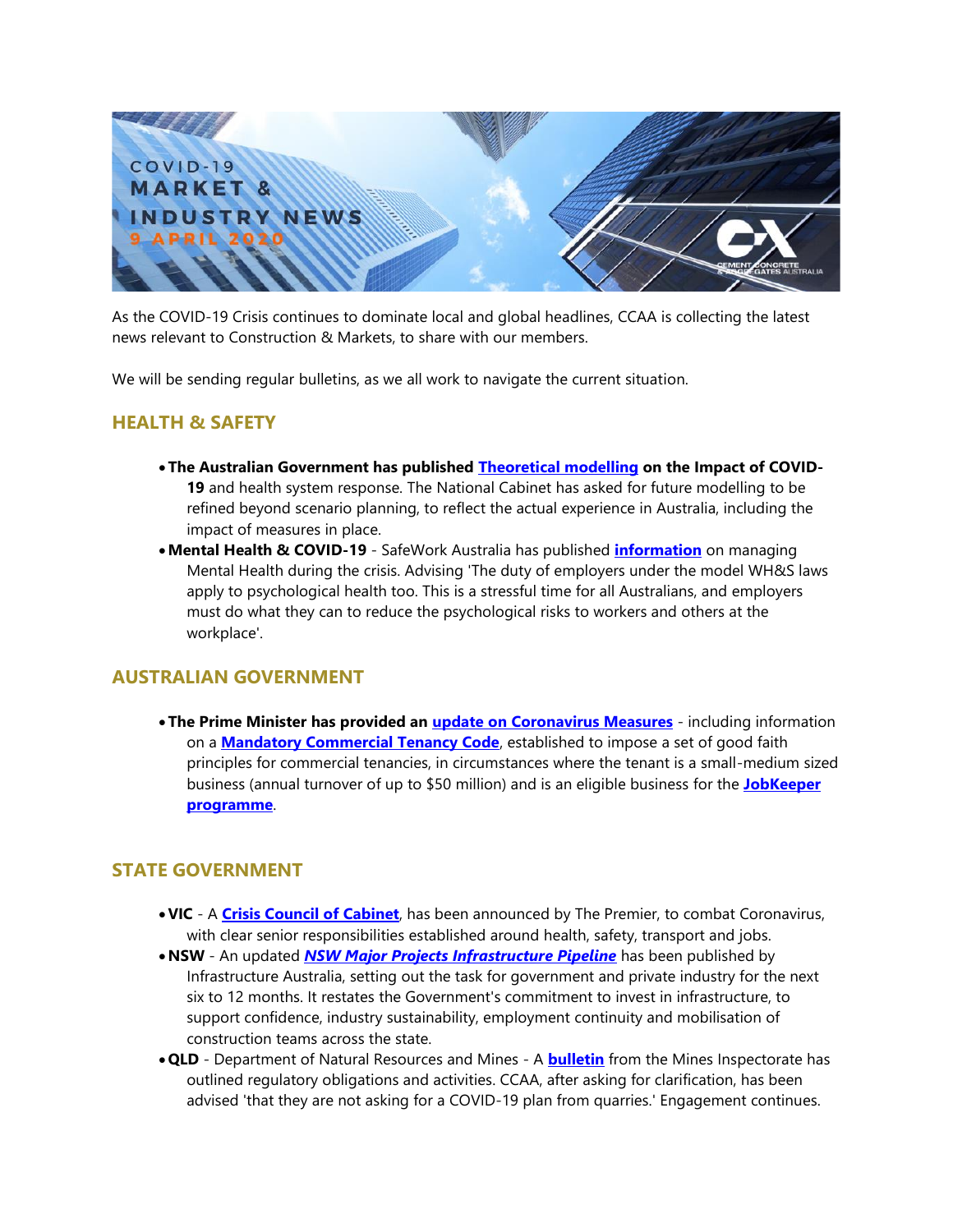# COVID-19 MARKET & INDUSTRY NEWS

9 APRIL 2020

As the COVID-19 Crisis continues to dominate local and global headlines, CCAA is collecting the latest news relevant to Construction & Markets, to share with our members.

We will be sending regular bulletins, as we all work to navigate the current situation.

## HEALTH & SAFETY

- **The Australian Government has published Theoretical modelling on the Impact of COVID-19** and health system response. The National Cabinet has asked for future modelling to be refined beyond scenario planning, to reflect the actual experience in Australia, including the impact of measures in place.
- **Mental Health & COVID-19** - SafeWork Australia has published **information** on managing Mental Health during the crisis. Advising 'The duty of employers under the model WH&S laws apply to psychological health too. This is a stressful time for all Australians, and employers must do what they can to reduce the psychological risks to workers and others at the workplace'.

## AUSTRALIAN GOVERNMENT

- **The Prime Minister has provided an update on Coronavirus Measures** - including information on a **Mandatory Commercial Tenancy Code**, established to impose a set of good faith principles for commercial tenancies, in circumstances where the tenant is a small-medium sized business (annual turnover of up to $50 million) and is an eligible business for the **JobKeeper programme**.

## STATE GOVERNMENT

- **VIC** - A **Crisis Council of Cabinet**, has been announced by The Premier, to combat Coronavirus, with clear senior responsibilities established around health, safety, transport and jobs.
- **NSW** - An updated ***NSW Major Projects Infrastructure Pipeline*** has been published by Infrastructure Australia, setting out the task for government and private industry for the next six to 12 months. It restates the Government's commitment to invest in infrastructure, to support confidence, industry sustainability, employment continuity and mobilisation of construction teams across the state.
- **QLD** - Department of Natural Resources and Mines - A **bulletin** from the Mines Inspectorate has outlined regulatory obligations and activities. CCAA, after asking for clarification, has been advised 'that they are not asking for a COVID-19 plan from quarries.' Engagement continues.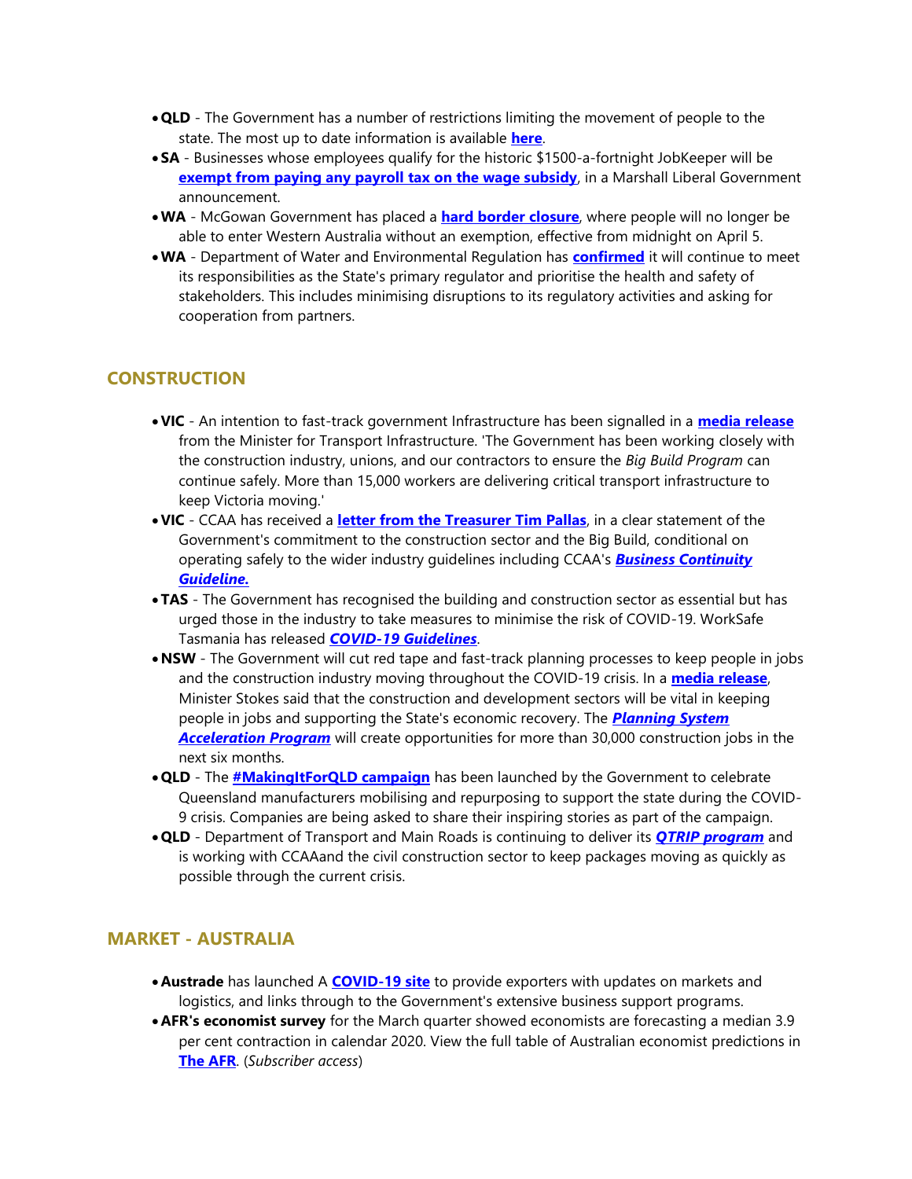- **QLD** - The Government has a number of restrictions limiting the movement of people to the state. The most up to date information is available **here**.
- **SA** - Businesses whose employees qualify for the historic $1500-a-fortnight JobKeeper will be **exempt from paying any payroll tax on the wage subsidy**, in a Marshall Liberal Government announcement.
- **WA** - McGowan Government has placed a **hard border closure**, where people will no longer be able to enter Western Australia without an exemption, effective from midnight on April 5.
- **WA** - Department of Water and Environmental Regulation has **confirmed** it will continue to meet its responsibilities as the State's primary regulator and prioritise the health and safety of stakeholders. This includes minimising disruptions to its regulatory activities and asking for cooperation from partners.

## CONSTRUCTION

- **VIC** - An intention to fast-track government Infrastructure has been signalled in a **media release** from the Minister for Transport Infrastructure. 'The Government has been working closely with the construction industry, unions, and our contractors to ensure the *Big Build Program* can continue safely. More than 15,000 workers are delivering critical transport infrastructure to keep Victoria moving.'
- **VIC** - CCAA has received a **letter from the Treasurer Tim Pallas**, in a clear statement of the Government's commitment to the construction sector and the Big Build, conditional on operating safely to the wider industry guidelines including CCAA's ***Business Continuity Guideline.***
- **TAS** - The Government has recognised the building and construction sector as essential but has urged those in the industry to take measures to minimise the risk of COVID-19. WorkSafe Tasmania has released ***COVID-19 Guidelines***.
- **NSW** - The Government will cut red tape and fast-track planning processes to keep people in jobs and the construction industry moving throughout the COVID-19 crisis. In a **media release**, Minister Stokes said that the construction and development sectors will be vital in keeping people in jobs and supporting the State's economic recovery. The ***Planning System Acceleration Program*** will create opportunities for more than 30,000 construction jobs in the next six months.
- **QLD** - The **#MakingItForQLD campaign** has been launched by the Government to celebrate Queensland manufacturers mobilising and repurposing to support the state during the COVID-9 crisis. Companies are being asked to share their inspiring stories as part of the campaign.
- **QLD** - Department of Transport and Main Roads is continuing to deliver its ***QTRIP program*** and is working with CCAAand the civil construction sector to keep packages moving as quickly as possible through the current crisis.

## MARKET - AUSTRALIA

- **Austrade** has launched A **COVID-19 site** to provide exporters with updates on markets and logistics, and links through to the Government's extensive business support programs.
- **AFR's economist survey** for the March quarter showed economists are forecasting a median 3.9 per cent contraction in calendar 2020. View the full table of Australian economist predictions in **The AFR**. (*Subscriber access*)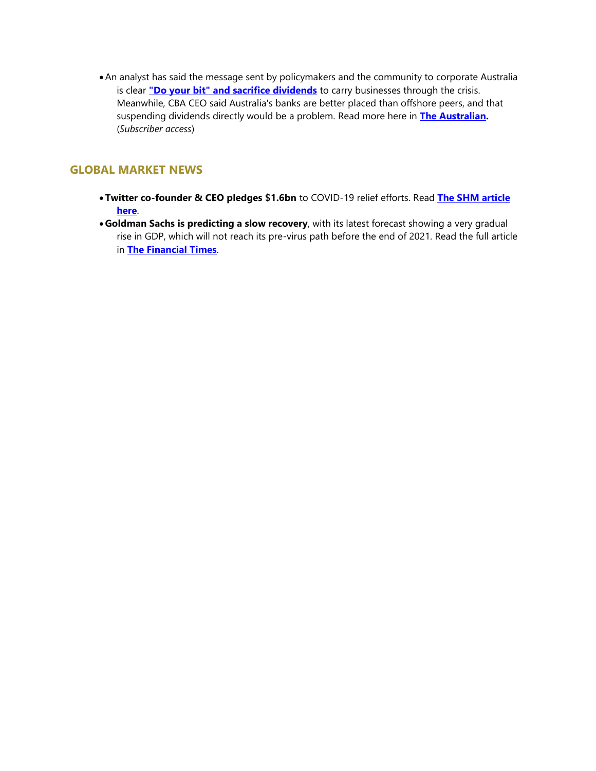- An analyst has said the message sent by policymakers and the community to corporate Australia is clear **"Do your bit" and sacrifice dividends** to carry businesses through the crisis. Meanwhile, CBA CEO said Australia's banks are better placed than offshore peers, and that suspending dividends directly would be a problem. Read more here in **The Australian.** (*Subscriber access*)

## GLOBAL MARKET NEWS

- **Twitter co-founder & CEO pledges $1.6bn** to COVID-19 relief efforts. Read **The SHM article here**.
- **Goldman Sachs is predicting a slow recovery**, with its latest forecast showing a very gradual rise in GDP, which will not reach its pre-virus path before the end of 2021. Read the full article in **The Financial Times**.